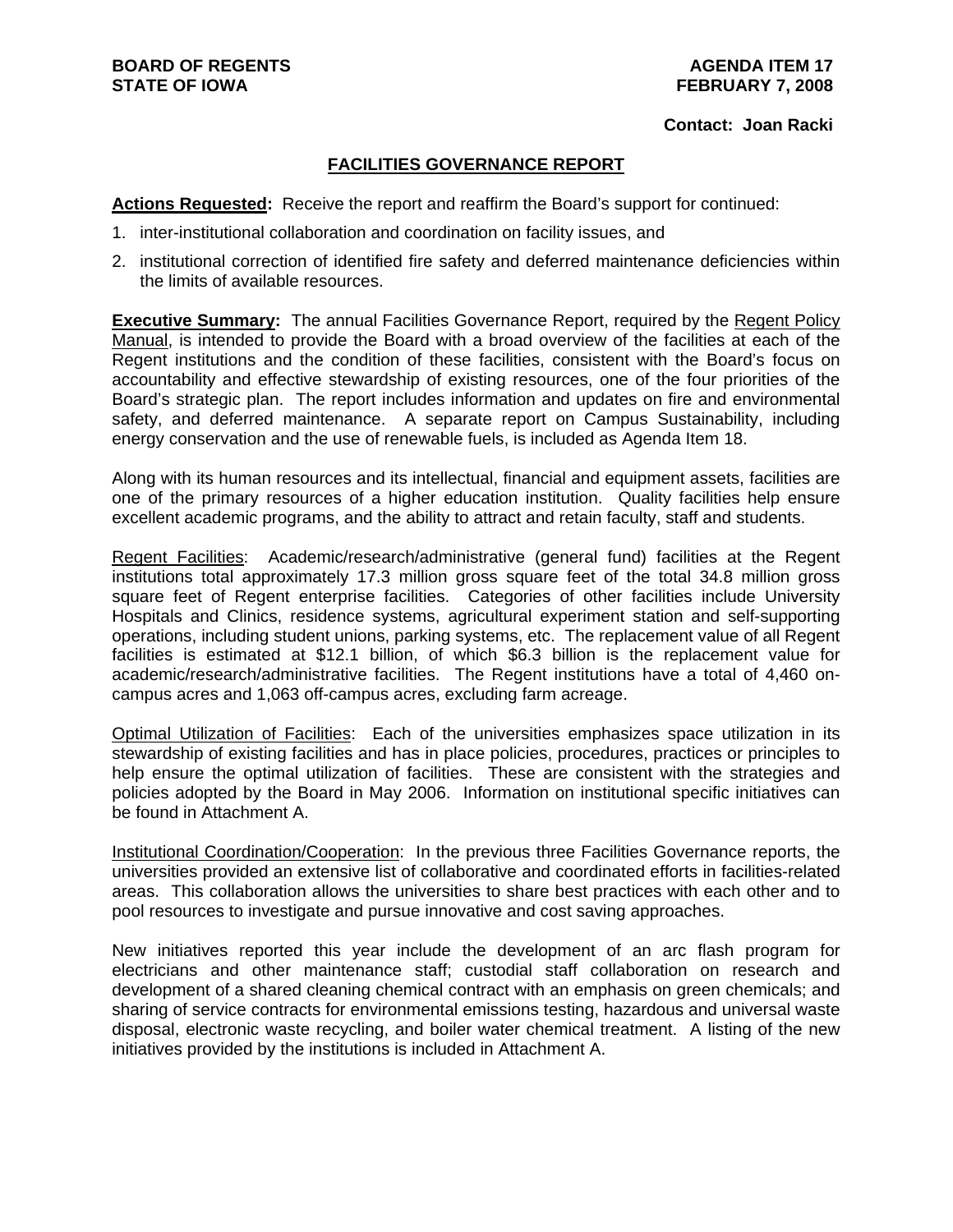**BOARD OF REGENTS**
**STATE OF IOWA**

**AGENDA ITEM 17**
**FEBRUARY 7, 2008**

**Contact: Joan Racki**

## FACILITIES GOVERNANCE REPORT

**Actions Requested:** Receive the report and reaffirm the Board's support for continued:

1. inter-institutional collaboration and coordination on facility issues, and
2. institutional correction of identified fire safety and deferred maintenance deficiencies within the limits of available resources.

**Executive Summary:** The annual Facilities Governance Report, required by the Regent Policy Manual, is intended to provide the Board with a broad overview of the facilities at each of the Regent institutions and the condition of these facilities, consistent with the Board's focus on accountability and effective stewardship of existing resources, one of the four priorities of the Board's strategic plan. The report includes information and updates on fire and environmental safety, and deferred maintenance. A separate report on Campus Sustainability, including energy conservation and the use of renewable fuels, is included as Agenda Item 18.

Along with its human resources and its intellectual, financial and equipment assets, facilities are one of the primary resources of a higher education institution. Quality facilities help ensure excellent academic programs, and the ability to attract and retain faculty, staff and students.

Regent Facilities: Academic/research/administrative (general fund) facilities at the Regent institutions total approximately 17.3 million gross square feet of the total 34.8 million gross square feet of Regent enterprise facilities. Categories of other facilities include University Hospitals and Clinics, residence systems, agricultural experiment station and self-supporting operations, including student unions, parking systems, etc. The replacement value of all Regent facilities is estimated at $12.1 billion, of which $6.3 billion is the replacement value for academic/research/administrative facilities. The Regent institutions have a total of 4,460 on-campus acres and 1,063 off-campus acres, excluding farm acreage.

Optimal Utilization of Facilities: Each of the universities emphasizes space utilization in its stewardship of existing facilities and has in place policies, procedures, practices or principles to help ensure the optimal utilization of facilities. These are consistent with the strategies and policies adopted by the Board in May 2006. Information on institutional specific initiatives can be found in Attachment A.

Institutional Coordination/Cooperation: In the previous three Facilities Governance reports, the universities provided an extensive list of collaborative and coordinated efforts in facilities-related areas. This collaboration allows the universities to share best practices with each other and to pool resources to investigate and pursue innovative and cost saving approaches.

New initiatives reported this year include the development of an arc flash program for electricians and other maintenance staff; custodial staff collaboration on research and development of a shared cleaning chemical contract with an emphasis on green chemicals; and sharing of service contracts for environmental emissions testing, hazardous and universal waste disposal, electronic waste recycling, and boiler water chemical treatment. A listing of the new initiatives provided by the institutions is included in Attachment A.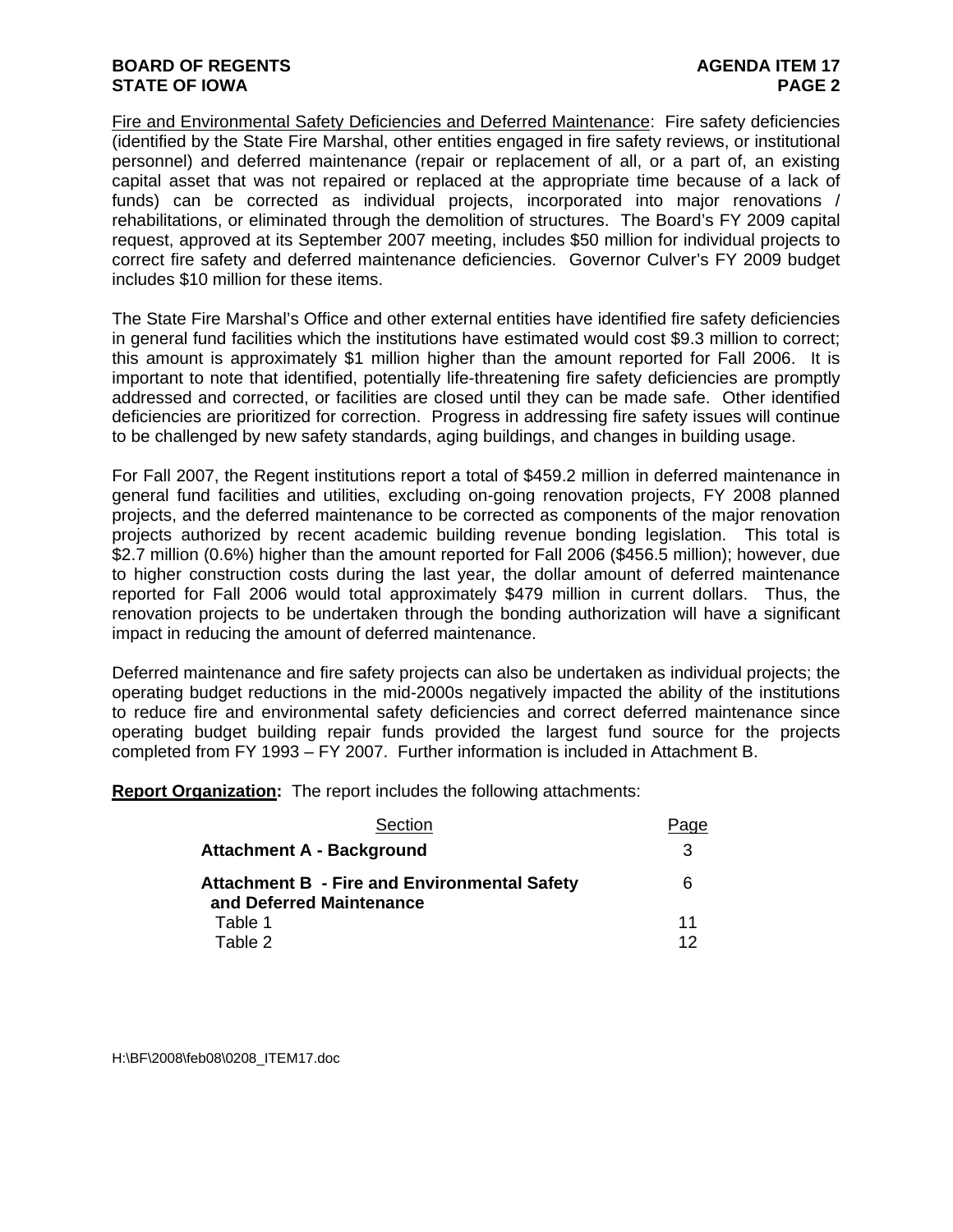Fire and Environmental Safety Deficiencies and Deferred Maintenance: Fire safety deficiencies (identified by the State Fire Marshal, other entities engaged in fire safety reviews, or institutional personnel) and deferred maintenance (repair or replacement of all, or a part of, an existing capital asset that was not repaired or replaced at the appropriate time because of a lack of funds) can be corrected as individual projects, incorporated into major renovations / rehabilitations, or eliminated through the demolition of structures. The Board's FY 2009 capital request, approved at its September 2007 meeting, includes $50 million for individual projects to correct fire safety and deferred maintenance deficiencies. Governor Culver's FY 2009 budget includes $10 million for these items.

The State Fire Marshal's Office and other external entities have identified fire safety deficiencies in general fund facilities which the institutions have estimated would cost $9.3 million to correct; this amount is approximately $1 million higher than the amount reported for Fall 2006. It is important to note that identified, potentially life-threatening fire safety deficiencies are promptly addressed and corrected, or facilities are closed until they can be made safe. Other identified deficiencies are prioritized for correction. Progress in addressing fire safety issues will continue to be challenged by new safety standards, aging buildings, and changes in building usage.

For Fall 2007, the Regent institutions report a total of $459.2 million in deferred maintenance in general fund facilities and utilities, excluding on-going renovation projects, FY 2008 planned projects, and the deferred maintenance to be corrected as components of the major renovation projects authorized by recent academic building revenue bonding legislation. This total is $2.7 million (0.6%) higher than the amount reported for Fall 2006 ($456.5 million); however, due to higher construction costs during the last year, the dollar amount of deferred maintenance reported for Fall 2006 would total approximately $479 million in current dollars. Thus, the renovation projects to be undertaken through the bonding authorization will have a significant impact in reducing the amount of deferred maintenance.

Deferred maintenance and fire safety projects can also be undertaken as individual projects; the operating budget reductions in the mid-2000s negatively impacted the ability of the institutions to reduce fire and environmental safety deficiencies and correct deferred maintenance since operating budget building repair funds provided the largest fund source for the projects completed from FY 1993 – FY 2007. Further information is included in Attachment B.

**Report Organization:** The report includes the following attachments:

| Section | Page |
|---|---|
| **Attachment A - Background** | 3 |
| **Attachment B - Fire and Environmental Safety and Deferred Maintenance** | 6 |
| Table 1 | 11 |
| Table 2 | 12 |

H:\BF\2008\feb08\0208_ITEM17.doc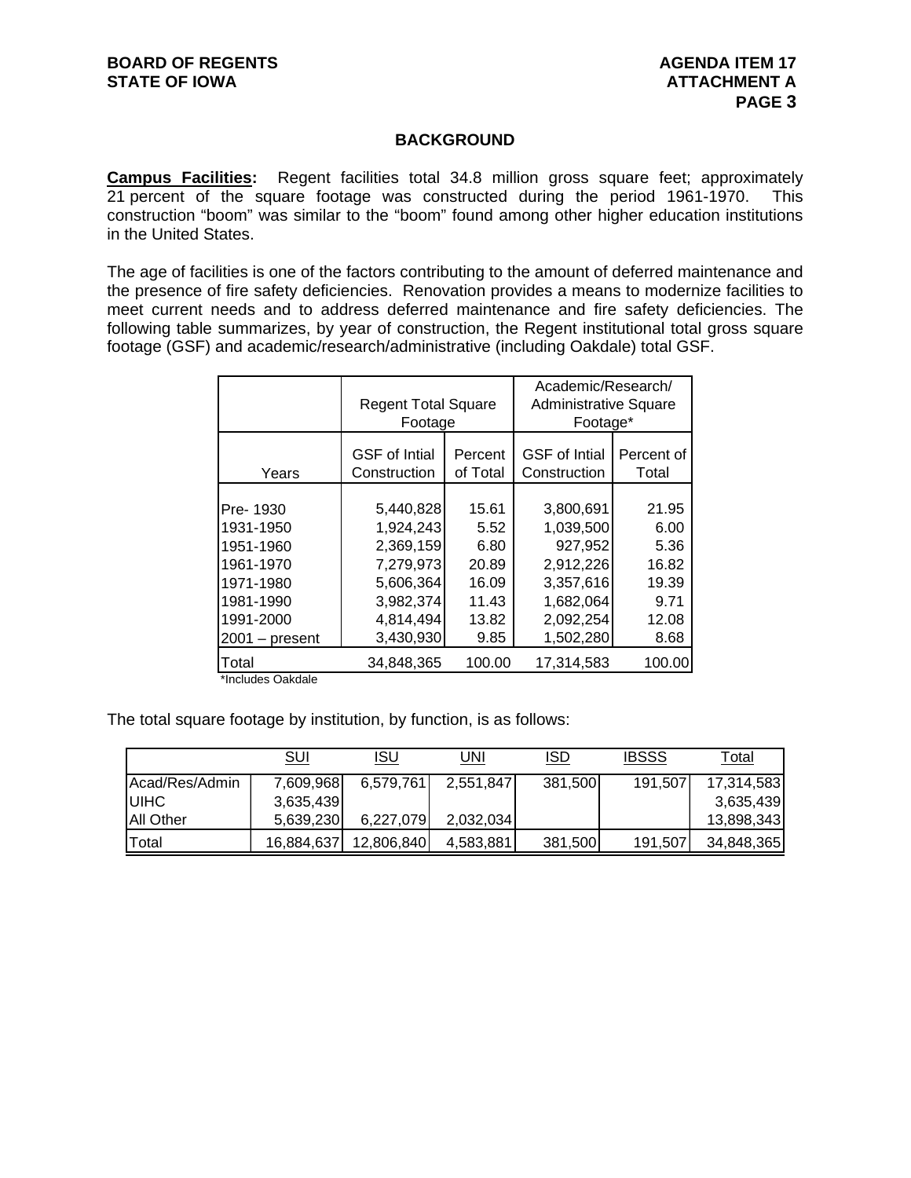## BACKGROUND

**Campus Facilities:** Regent facilities total 34.8 million gross square feet; approximately 21 percent of the square footage was constructed during the period 1961-1970. This construction "boom" was similar to the "boom" found among other higher education institutions in the United States.

The age of facilities is one of the factors contributing to the amount of deferred maintenance and the presence of fire safety deficiencies. Renovation provides a means to modernize facilities to meet current needs and to address deferred maintenance and fire safety deficiencies. The following table summarizes, by year of construction, the Regent institutional total gross square footage (GSF) and academic/research/administrative (including Oakdale) total GSF.

| | Regent Total Square Footage | | Academic/Research/ Administrative Square Footage* | |
|---|---|---|---|---|
| Years | GSF of Intial Construction | Percent of Total | GSF of Intial Construction | Percent of Total |
| Pre- 1930 | 5,440,828 | 15.61 | 3,800,691 | 21.95 |
| 1931-1950 | 1,924,243 | 5.52 | 1,039,500 | 6.00 |
| 1951-1960 | 2,369,159 | 6.80 | 927,952 | 5.36 |
| 1961-1970 | 7,279,973 | 20.89 | 2,912,226 | 16.82 |
| 1971-1980 | 5,606,364 | 16.09 | 3,357,616 | 19.39 |
| 1981-1990 | 3,982,374 | 11.43 | 1,682,064 | 9.71 |
| 1991-2000 | 4,814,494 | 13.82 | 2,092,254 | 12.08 |
| 2001 – present | 3,430,930 | 9.85 | 1,502,280 | 8.68 |
| Total | 34,848,365 | 100.00 | 17,314,583 | 100.00 |

*Includes Oakdale

The total square footage by institution, by function, is as follows:

| | SUI | ISU | UNI | ISD | IBSSS | Total |
|---|---|---|---|---|---|---|
| Acad/Res/Admin | 7,609,968 | 6,579,761 | 2,551,847 | 381,500 | 191,507 | 17,314,583 |
| UIHC | 3,635,439 | | | | | 3,635,439 |
| All Other | 5,639,230 | 6,227,079 | 2,032,034 | | | 13,898,343 |
| Total | 16,884,637 | 12,806,840 | 4,583,881 | 381,500 | 191,507 | 34,848,365 |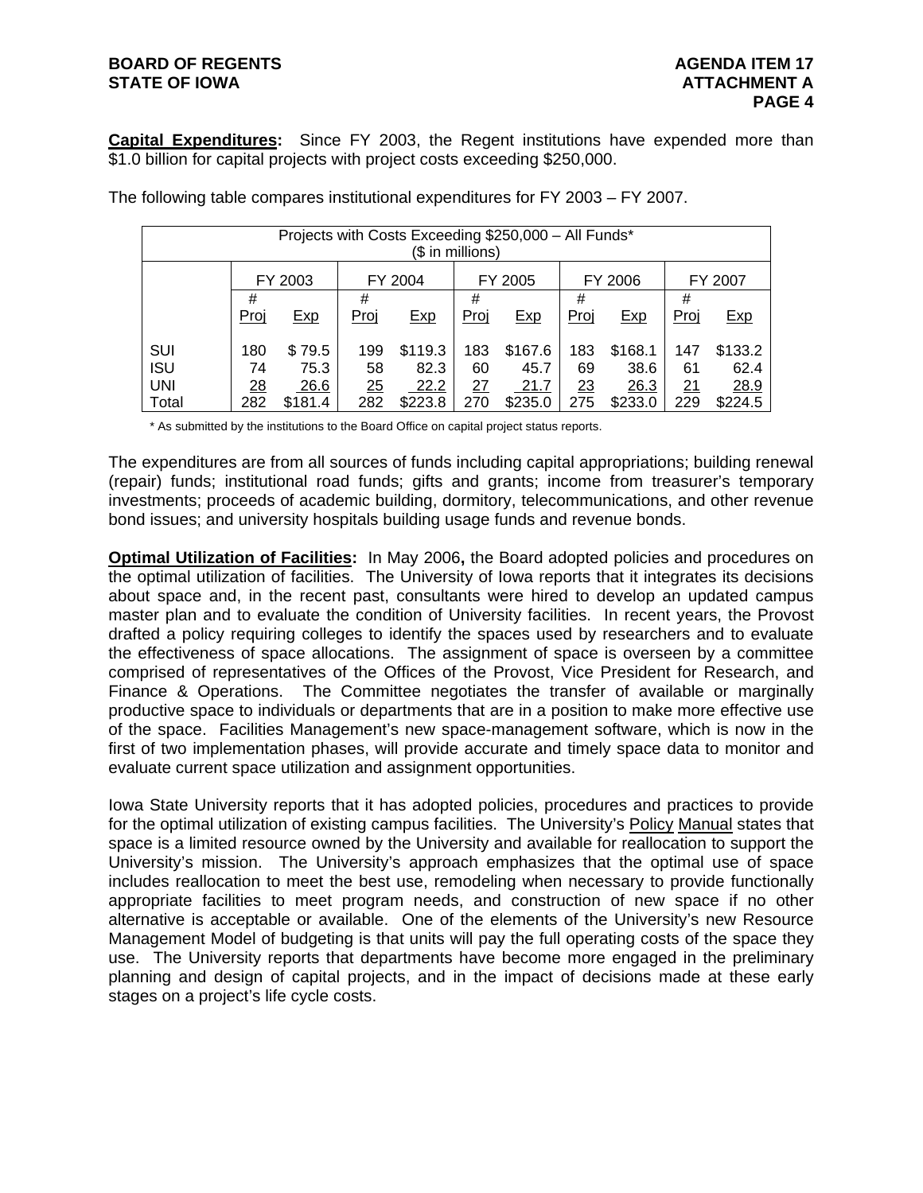**Capital Expenditures:** Since FY 2003, the Regent institutions have expended more than $1.0 billion for capital projects with project costs exceeding $250,000.

The following table compares institutional expenditures for FY 2003 – FY 2007.

| Projects with Costs Exceeding $250,000 – All Funds* ($ in millions) | | | | | | | | | | |
|---|---|---|---|---|---|---|---|---|---|---|
| | FY 2003 | | FY 2004 | | FY 2005 | | FY 2006 | | FY 2007 | |
| | # Proj | Exp | # Proj | Exp | # Proj | Exp | # Proj | Exp | # Proj | Exp |
| SUI | 180 | $ 79.5 | 199 | $119.3 | 183 | $167.6 | 183 | $168.1 | 147 | $133.2 |
| ISU | 74 | 75.3 | 58 | 82.3 | 60 | 45.7 | 69 | 38.6 | 61 | 62.4 |
| UNI | 28 | 26.6 | 25 | 22.2 | 27 | 21.7 | 23 | 26.3 | 21 | 28.9 |
| Total | 282 | $181.4 | 282 | $223.8 | 270 | $235.0 | 275 | $233.0 | 229 | $224.5 |

\* As submitted by the institutions to the Board Office on capital project status reports.

The expenditures are from all sources of funds including capital appropriations; building renewal (repair) funds; institutional road funds; gifts and grants; income from treasurer's temporary investments; proceeds of academic building, dormitory, telecommunications, and other revenue bond issues; and university hospitals building usage funds and revenue bonds.

**Optimal Utilization of Facilities:** In May 2006**,** the Board adopted policies and procedures on the optimal utilization of facilities. The University of Iowa reports that it integrates its decisions about space and, in the recent past, consultants were hired to develop an updated campus master plan and to evaluate the condition of University facilities. In recent years, the Provost drafted a policy requiring colleges to identify the spaces used by researchers and to evaluate the effectiveness of space allocations. The assignment of space is overseen by a committee comprised of representatives of the Offices of the Provost, Vice President for Research, and Finance & Operations. The Committee negotiates the transfer of available or marginally productive space to individuals or departments that are in a position to make more effective use of the space. Facilities Management's new space-management software, which is now in the first of two implementation phases, will provide accurate and timely space data to monitor and evaluate current space utilization and assignment opportunities.

Iowa State University reports that it has adopted policies, procedures and practices to provide for the optimal utilization of existing campus facilities. The University's Policy Manual states that space is a limited resource owned by the University and available for reallocation to support the University's mission. The University's approach emphasizes that the optimal use of space includes reallocation to meet the best use, remodeling when necessary to provide functionally appropriate facilities to meet program needs, and construction of new space if no other alternative is acceptable or available. One of the elements of the University's new Resource Management Model of budgeting is that units will pay the full operating costs of the space they use. The University reports that departments have become more engaged in the preliminary planning and design of capital projects, and in the impact of decisions made at these early stages on a project's life cycle costs.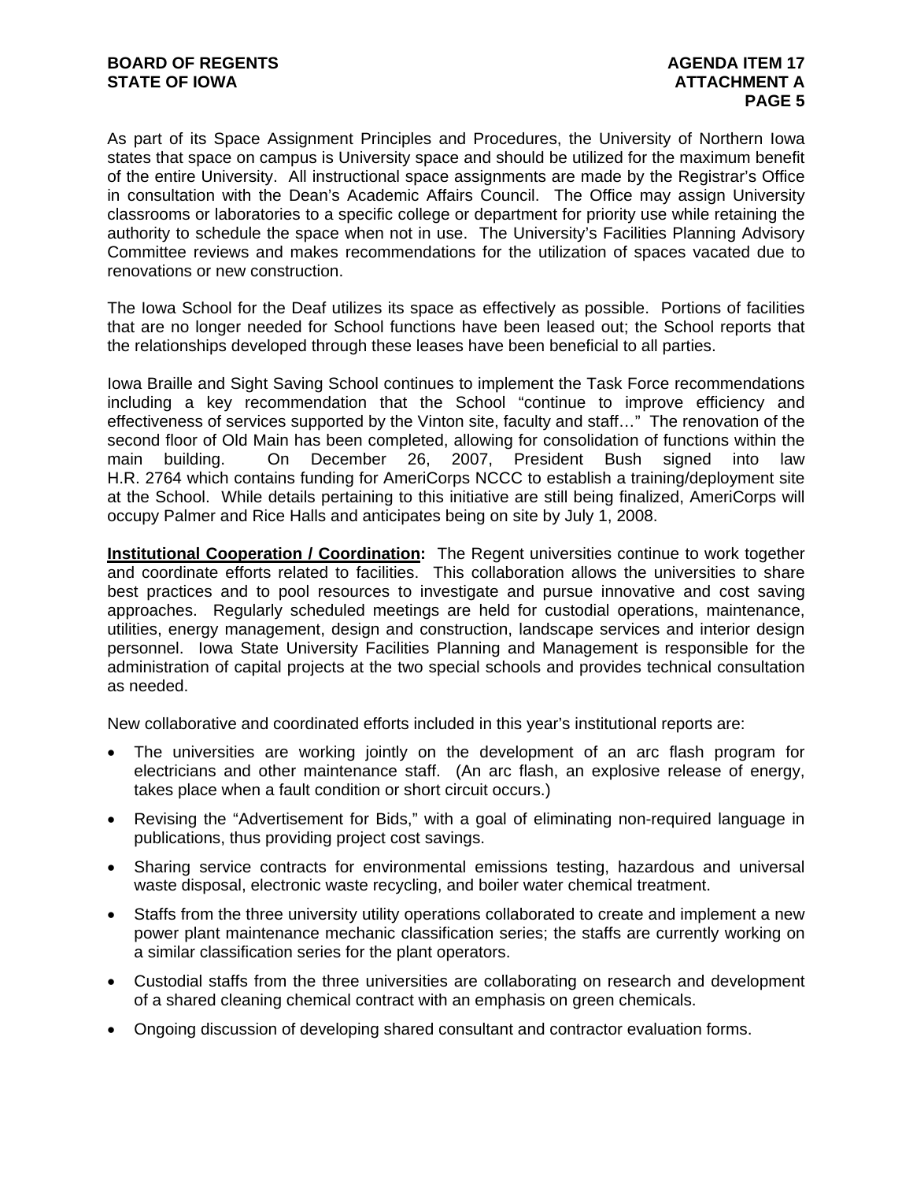As part of its Space Assignment Principles and Procedures, the University of Northern Iowa states that space on campus is University space and should be utilized for the maximum benefit of the entire University. All instructional space assignments are made by the Registrar's Office in consultation with the Dean's Academic Affairs Council. The Office may assign University classrooms or laboratories to a specific college or department for priority use while retaining the authority to schedule the space when not in use. The University's Facilities Planning Advisory Committee reviews and makes recommendations for the utilization of spaces vacated due to renovations or new construction.

The Iowa School for the Deaf utilizes its space as effectively as possible. Portions of facilities that are no longer needed for School functions have been leased out; the School reports that the relationships developed through these leases have been beneficial to all parties.

Iowa Braille and Sight Saving School continues to implement the Task Force recommendations including a key recommendation that the School "continue to improve efficiency and effectiveness of services supported by the Vinton site, faculty and staff…" The renovation of the second floor of Old Main has been completed, allowing for consolidation of functions within the main building. On December 26, 2007, President Bush signed into law H.R. 2764 which contains funding for AmeriCorps NCCC to establish a training/deployment site at the School. While details pertaining to this initiative are still being finalized, AmeriCorps will occupy Palmer and Rice Halls and anticipates being on site by July 1, 2008.

**Institutional Cooperation / Coordination:** The Regent universities continue to work together and coordinate efforts related to facilities. This collaboration allows the universities to share best practices and to pool resources to investigate and pursue innovative and cost saving approaches. Regularly scheduled meetings are held for custodial operations, maintenance, utilities, energy management, design and construction, landscape services and interior design personnel. Iowa State University Facilities Planning and Management is responsible for the administration of capital projects at the two special schools and provides technical consultation as needed.

New collaborative and coordinated efforts included in this year's institutional reports are:

- The universities are working jointly on the development of an arc flash program for electricians and other maintenance staff. (An arc flash, an explosive release of energy, takes place when a fault condition or short circuit occurs.)
- Revising the "Advertisement for Bids," with a goal of eliminating non-required language in publications, thus providing project cost savings.
- Sharing service contracts for environmental emissions testing, hazardous and universal waste disposal, electronic waste recycling, and boiler water chemical treatment.
- Staffs from the three university utility operations collaborated to create and implement a new power plant maintenance mechanic classification series; the staffs are currently working on a similar classification series for the plant operators.
- Custodial staffs from the three universities are collaborating on research and development of a shared cleaning chemical contract with an emphasis on green chemicals.
- Ongoing discussion of developing shared consultant and contractor evaluation forms.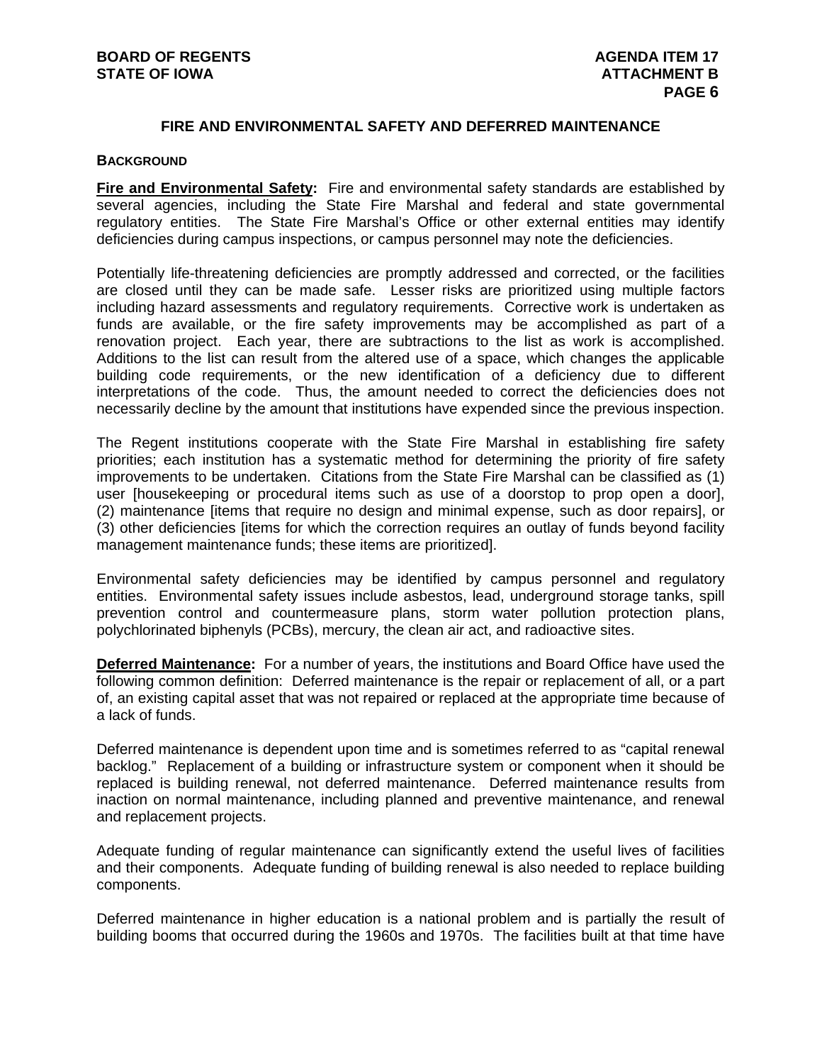## FIRE AND ENVIRONMENTAL SAFETY AND DEFERRED MAINTENANCE

### BACKGROUND

**Fire and Environmental Safety:** Fire and environmental safety standards are established by several agencies, including the State Fire Marshal and federal and state governmental regulatory entities. The State Fire Marshal's Office or other external entities may identify deficiencies during campus inspections, or campus personnel may note the deficiencies.

Potentially life-threatening deficiencies are promptly addressed and corrected, or the facilities are closed until they can be made safe. Lesser risks are prioritized using multiple factors including hazard assessments and regulatory requirements. Corrective work is undertaken as funds are available, or the fire safety improvements may be accomplished as part of a renovation project. Each year, there are subtractions to the list as work is accomplished. Additions to the list can result from the altered use of a space, which changes the applicable building code requirements, or the new identification of a deficiency due to different interpretations of the code. Thus, the amount needed to correct the deficiencies does not necessarily decline by the amount that institutions have expended since the previous inspection.

The Regent institutions cooperate with the State Fire Marshal in establishing fire safety priorities; each institution has a systematic method for determining the priority of fire safety improvements to be undertaken. Citations from the State Fire Marshal can be classified as (1) user [housekeeping or procedural items such as use of a doorstop to prop open a door], (2) maintenance [items that require no design and minimal expense, such as door repairs], or (3) other deficiencies [items for which the correction requires an outlay of funds beyond facility management maintenance funds; these items are prioritized].

Environmental safety deficiencies may be identified by campus personnel and regulatory entities. Environmental safety issues include asbestos, lead, underground storage tanks, spill prevention control and countermeasure plans, storm water pollution protection plans, polychlorinated biphenyls (PCBs), mercury, the clean air act, and radioactive sites.

**Deferred Maintenance:** For a number of years, the institutions and Board Office have used the following common definition: Deferred maintenance is the repair or replacement of all, or a part of, an existing capital asset that was not repaired or replaced at the appropriate time because of a lack of funds.

Deferred maintenance is dependent upon time and is sometimes referred to as "capital renewal backlog." Replacement of a building or infrastructure system or component when it should be replaced is building renewal, not deferred maintenance. Deferred maintenance results from inaction on normal maintenance, including planned and preventive maintenance, and renewal and replacement projects.

Adequate funding of regular maintenance can significantly extend the useful lives of facilities and their components. Adequate funding of building renewal is also needed to replace building components.

Deferred maintenance in higher education is a national problem and is partially the result of building booms that occurred during the 1960s and 1970s. The facilities built at that time have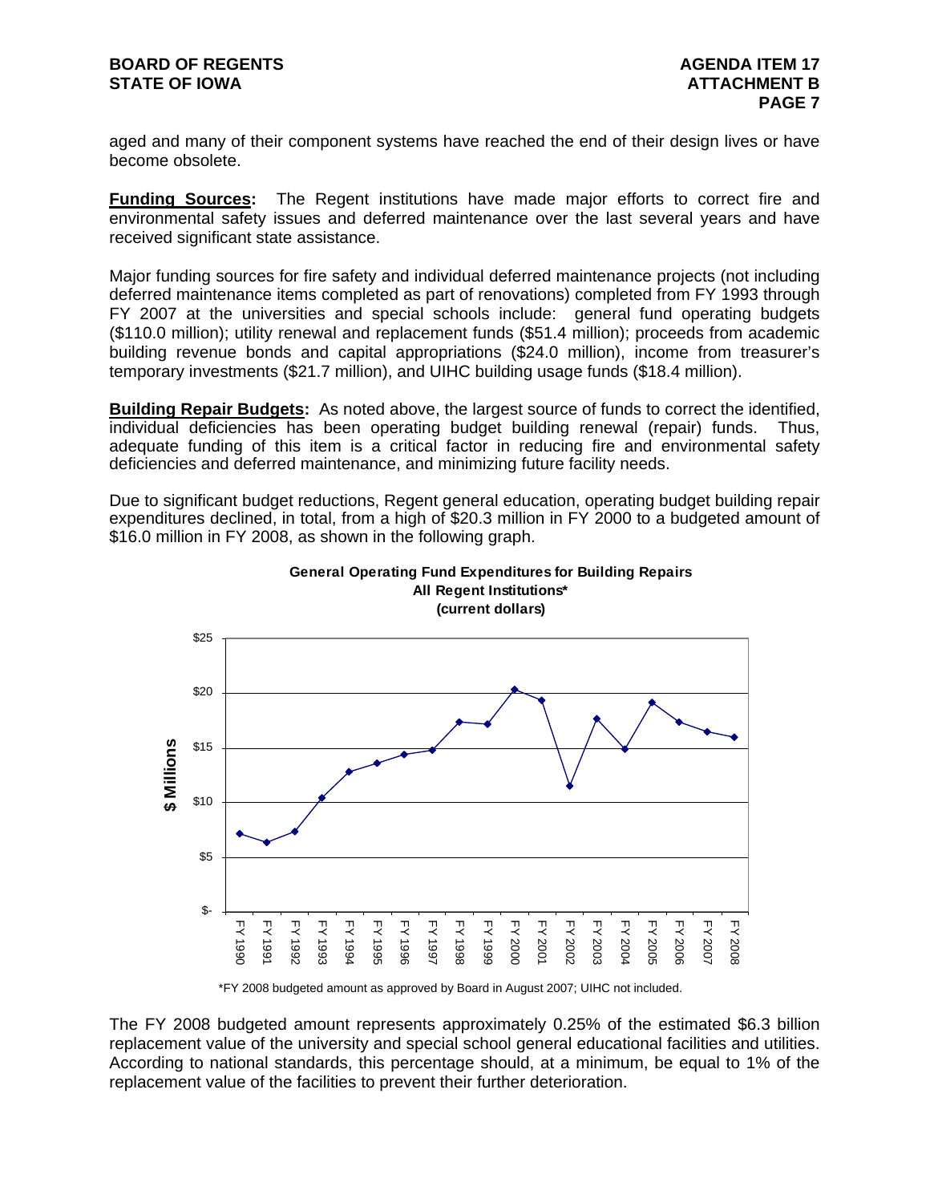aged and many of their component systems have reached the end of their design lives or have become obsolete.

**Funding Sources:** The Regent institutions have made major efforts to correct fire and environmental safety issues and deferred maintenance over the last several years and have received significant state assistance.

Major funding sources for fire safety and individual deferred maintenance projects (not including deferred maintenance items completed as part of renovations) completed from FY 1993 through FY 2007 at the universities and special schools include: general fund operating budgets ($110.0 million); utility renewal and replacement funds ($51.4 million); proceeds from academic building revenue bonds and capital appropriations ($24.0 million), income from treasurer's temporary investments ($21.7 million), and UIHC building usage funds ($18.4 million).

**Building Repair Budgets:** As noted above, the largest source of funds to correct the identified, individual deficiencies has been operating budget building renewal (repair) funds. Thus, adequate funding of this item is a critical factor in reducing fire and environmental safety deficiencies and deferred maintenance, and minimizing future facility needs.

Due to significant budget reductions, Regent general education, operating budget building repair expenditures declined, in total, from a high of $20.3 million in FY 2000 to a budgeted amount of $16.0 million in FY 2008, as shown in the following graph.

**General Operating Fund Expenditures for Building Repairs**
**All Regent Institutions***
**(current dollars)**

*FY 2008 budgeted amount as approved by Board in August 2007; UIHC not included.

The FY 2008 budgeted amount represents approximately 0.25% of the estimated $6.3 billion replacement value of the university and special school general educational facilities and utilities. According to national standards, this percentage should, at a minimum, be equal to 1% of the replacement value of the facilities to prevent their further deterioration.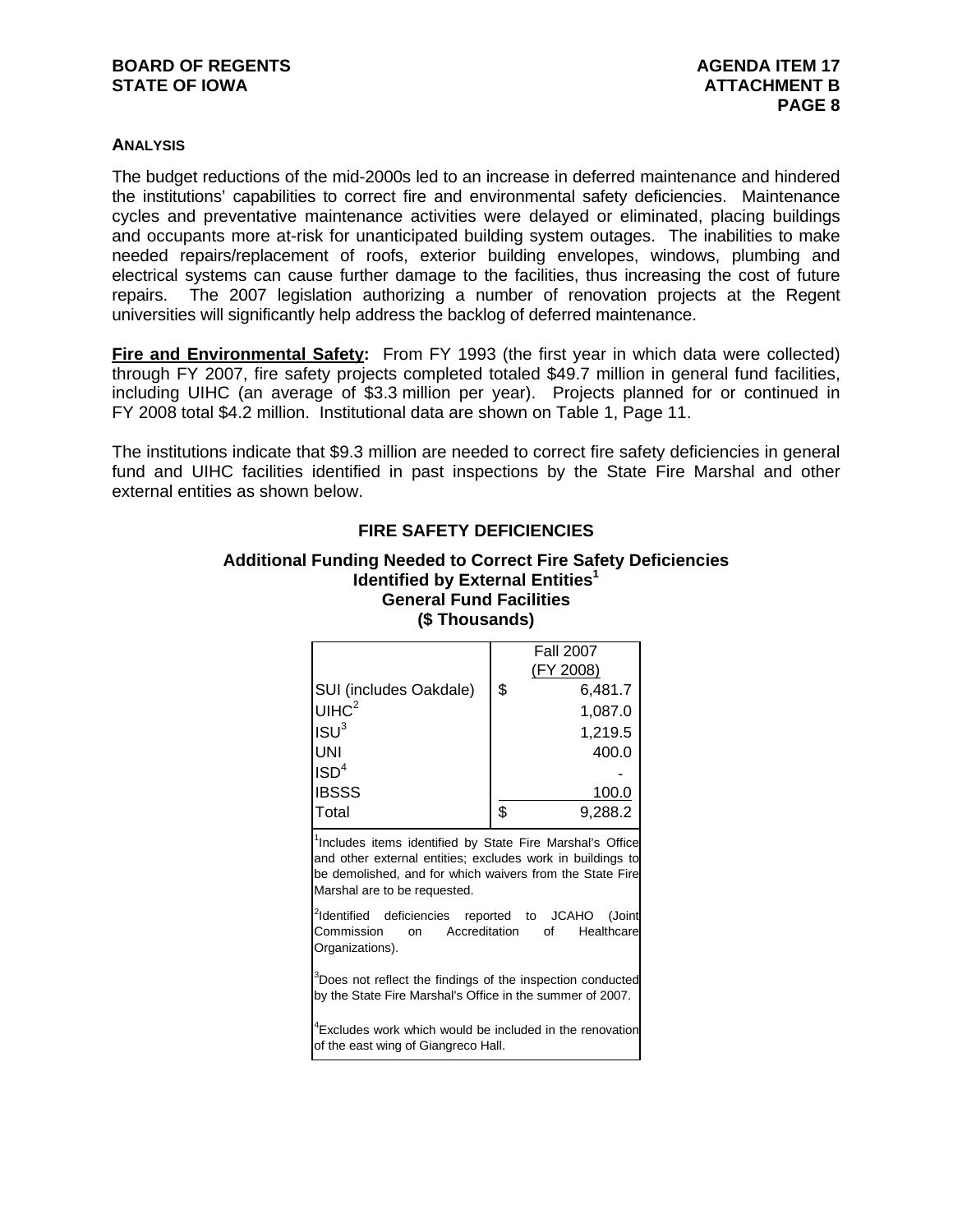**ANALYSIS**

The budget reductions of the mid-2000s led to an increase in deferred maintenance and hindered the institutions' capabilities to correct fire and environmental safety deficiencies. Maintenance cycles and preventative maintenance activities were delayed or eliminated, placing buildings and occupants more at-risk for unanticipated building system outages. The inabilities to make needed repairs/replacement of roofs, exterior building envelopes, windows, plumbing and electrical systems can cause further damage to the facilities, thus increasing the cost of future repairs. The 2007 legislation authorizing a number of renovation projects at the Regent universities will significantly help address the backlog of deferred maintenance.

**<u>Fire and Environmental Safety</u>:** From FY 1993 (the first year in which data were collected) through FY 2007, fire safety projects completed totaled $49.7 million in general fund facilities, including UIHC (an average of $3.3 million per year). Projects planned for or continued in FY 2008 total $4.2 million. Institutional data are shown on Table 1, Page 11.

The institutions indicate that $9.3 million are needed to correct fire safety deficiencies in general fund and UIHC facilities identified in past inspections by the State Fire Marshal and other external entities as shown below.

### FIRE SAFETY DEFICIENCIES

**Additional Funding Needed to Correct Fire Safety Deficiencies Identified by External Entities[1]**
**General Fund Facilities**
**($ Thousands)**

| | Fall 2007 (FY 2008) |
|---|---|
| SUI (includes Oakdale) | $ 6,481.7 |
| UIHC[2] | 1,087.0 |
| ISU[3] | 1,219.5 |
| UNI | 400.0 |
| ISD[4] | - |
| IBSSS | 100.0 |
| Total | $ 9,288.2 |

[1]Includes items identified by State Fire Marshal's Office and other external entities; excludes work in buildings to be demolished, and for which waivers from the State Fire Marshal are to be requested.

[2]Identified deficiencies reported to JCAHO (Joint Commission on Accreditation of Healthcare Organizations).

[3]Does not reflect the findings of the inspection conducted by the State Fire Marshal's Office in the summer of 2007.

[4]Excludes work which would be included in the renovation of the east wing of Giangreco Hall.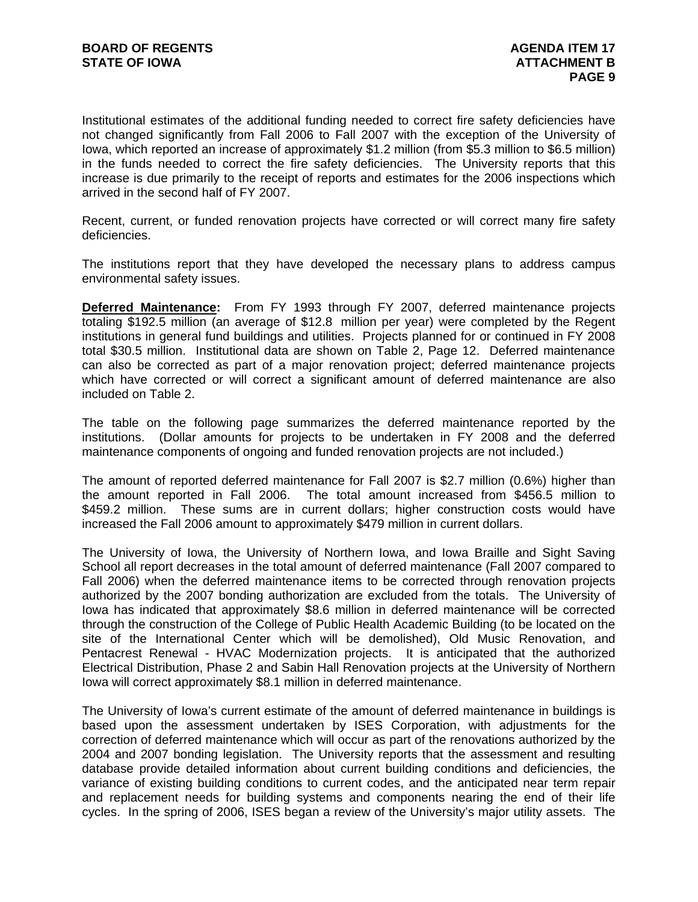Institutional estimates of the additional funding needed to correct fire safety deficiencies have not changed significantly from Fall 2006 to Fall 2007 with the exception of the University of Iowa, which reported an increase of approximately $1.2 million (from $5.3 million to $6.5 million) in the funds needed to correct the fire safety deficiencies. The University reports that this increase is due primarily to the receipt of reports and estimates for the 2006 inspections which arrived in the second half of FY 2007.

Recent, current, or funded renovation projects have corrected or will correct many fire safety deficiencies.

The institutions report that they have developed the necessary plans to address campus environmental safety issues.

**Deferred Maintenance:** From FY 1993 through FY 2007, deferred maintenance projects totaling $192.5 million (an average of $12.8 million per year) were completed by the Regent institutions in general fund buildings and utilities. Projects planned for or continued in FY 2008 total $30.5 million. Institutional data are shown on Table 2, Page 12. Deferred maintenance can also be corrected as part of a major renovation project; deferred maintenance projects which have corrected or will correct a significant amount of deferred maintenance are also included on Table 2.

The table on the following page summarizes the deferred maintenance reported by the institutions. (Dollar amounts for projects to be undertaken in FY 2008 and the deferred maintenance components of ongoing and funded renovation projects are not included.)

The amount of reported deferred maintenance for Fall 2007 is $2.7 million (0.6%) higher than the amount reported in Fall 2006. The total amount increased from $456.5 million to $459.2 million. These sums are in current dollars; higher construction costs would have increased the Fall 2006 amount to approximately $479 million in current dollars.

The University of Iowa, the University of Northern Iowa, and Iowa Braille and Sight Saving School all report decreases in the total amount of deferred maintenance (Fall 2007 compared to Fall 2006) when the deferred maintenance items to be corrected through renovation projects authorized by the 2007 bonding authorization are excluded from the totals. The University of Iowa has indicated that approximately $8.6 million in deferred maintenance will be corrected through the construction of the College of Public Health Academic Building (to be located on the site of the International Center which will be demolished), Old Music Renovation, and Pentacrest Renewal - HVAC Modernization projects. It is anticipated that the authorized Electrical Distribution, Phase 2 and Sabin Hall Renovation projects at the University of Northern Iowa will correct approximately $8.1 million in deferred maintenance.

The University of Iowa's current estimate of the amount of deferred maintenance in buildings is based upon the assessment undertaken by ISES Corporation, with adjustments for the correction of deferred maintenance which will occur as part of the renovations authorized by the 2004 and 2007 bonding legislation. The University reports that the assessment and resulting database provide detailed information about current building conditions and deficiencies, the variance of existing building conditions to current codes, and the anticipated near term repair and replacement needs for building systems and components nearing the end of their life cycles. In the spring of 2006, ISES began a review of the University's major utility assets. The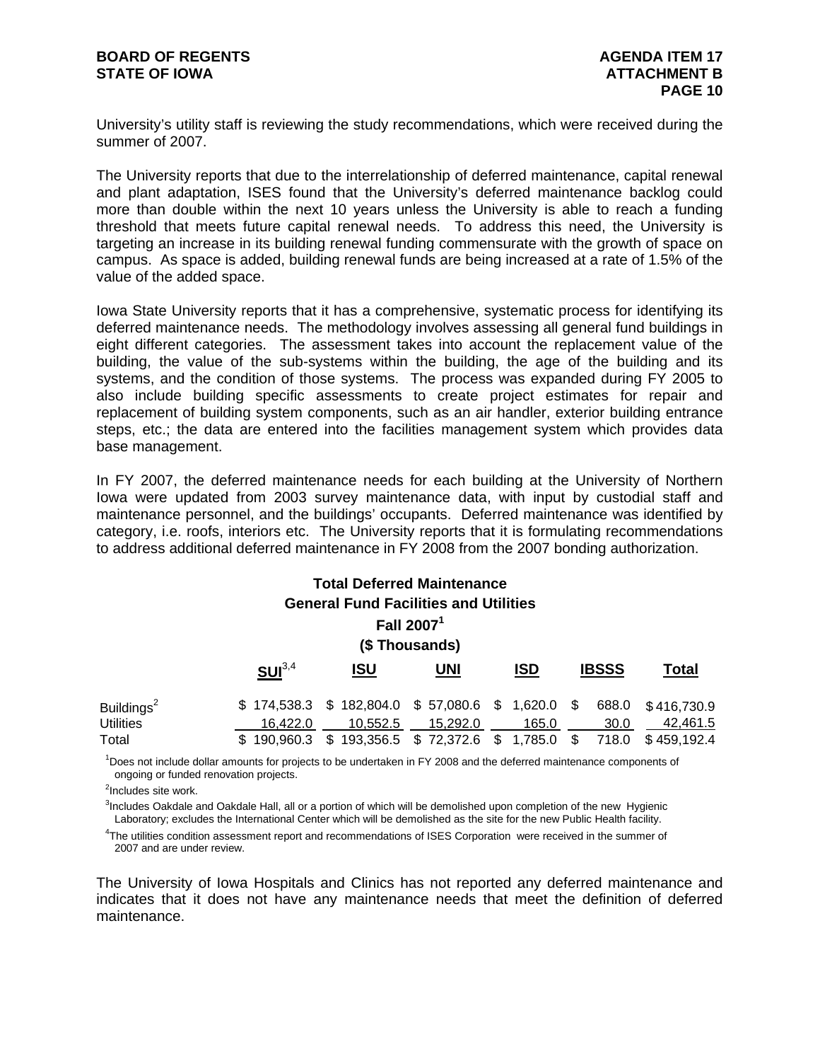University's utility staff is reviewing the study recommendations, which were received during the summer of 2007.

The University reports that due to the interrelationship of deferred maintenance, capital renewal and plant adaptation, ISES found that the University's deferred maintenance backlog could more than double within the next 10 years unless the University is able to reach a funding threshold that meets future capital renewal needs. To address this need, the University is targeting an increase in its building renewal funding commensurate with the growth of space on campus. As space is added, building renewal funds are being increased at a rate of 1.5% of the value of the added space.

Iowa State University reports that it has a comprehensive, systematic process for identifying its deferred maintenance needs. The methodology involves assessing all general fund buildings in eight different categories. The assessment takes into account the replacement value of the building, the value of the sub-systems within the building, the age of the building and its systems, and the condition of those systems. The process was expanded during FY 2005 to also include building specific assessments to create project estimates for repair and replacement of building system components, such as an air handler, exterior building entrance steps, etc.; the data are entered into the facilities management system which provides data base management.

In FY 2007, the deferred maintenance needs for each building at the University of Northern Iowa were updated from 2003 survey maintenance data, with input by custodial staff and maintenance personnel, and the buildings' occupants. Deferred maintenance was identified by category, i.e. roofs, interiors etc. The University reports that it is formulating recommendations to address additional deferred maintenance in FY 2008 from the 2007 bonding authorization.

**Total Deferred Maintenance**
**General Fund Facilities and Utilities**
**Fall 2007[1]**
**($ Thousands)**

| | SUI[3,4] | ISU | UNI | ISD | IBSSS | Total |
|---|---|---|---|---|---|---|
| Buildings[2] | $ 174,538.3 | $ 182,804.0 | $ 57,080.6 | $ 1,620.0 | $ 688.0 | $ 416,730.9 |
| Utilities | 16,422.0 | 10,552.5 | 15,292.0 | 165.0 | 30.0 | 42,461.5 |
| Total | $ 190,960.3 | $ 193,356.5 | $ 72,372.6 | $ 1,785.0 | $ 718.0 | $ 459,192.4 |

[1]Does not include dollar amounts for projects to be undertaken in FY 2008 and the deferred maintenance components of ongoing or funded renovation projects.

[2]Includes site work.

[3]Includes Oakdale and Oakdale Hall, all or a portion of which will be demolished upon completion of the new Hygienic Laboratory; excludes the International Center which will be demolished as the site for the new Public Health facility.

[4]The utilities condition assessment report and recommendations of ISES Corporation were received in the summer of 2007 and are under review.

The University of Iowa Hospitals and Clinics has not reported any deferred maintenance and indicates that it does not have any maintenance needs that meet the definition of deferred maintenance.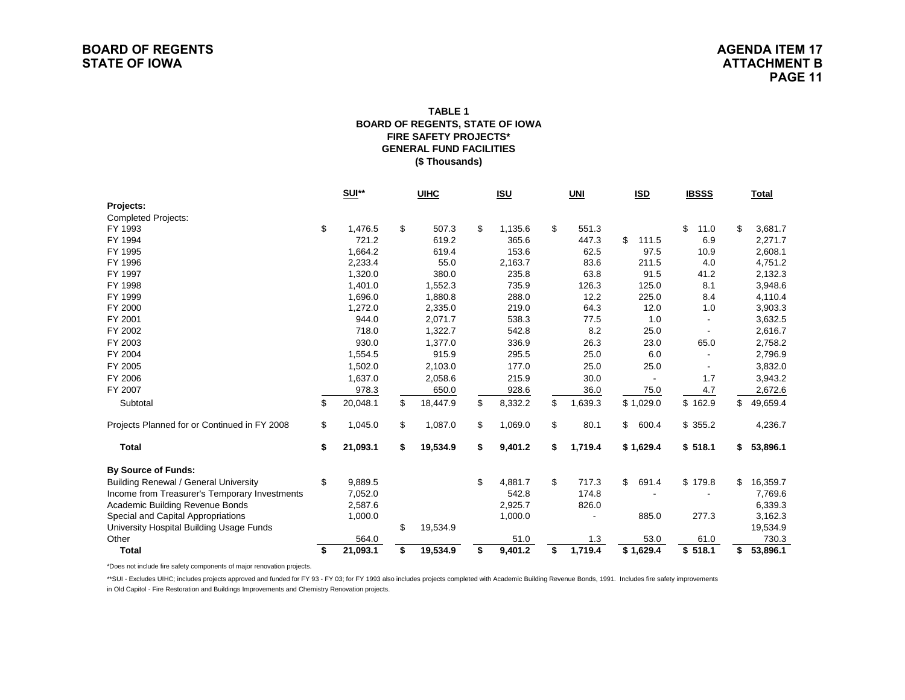BOARD OF REGENTS
STATE OF IOWA

AGENDA ITEM 17
ATTACHMENT B
PAGE 11

**TABLE 1**
**BOARD OF REGENTS, STATE OF IOWA**
**FIRE SAFETY PROJECTS***
**GENERAL FUND FACILITIES**
**($ Thousands)**

| | SUI** | UIHC | ISU | UNI | ISD | IBSSS | Total |
|---|---|---|---|---|---|---|---|
| **Projects:** | | | | | | | |
| Completed Projects: | | | | | | | |
| FY 1993 | $ 1,476.5 | $ 507.3 | $ 1,135.6 | $ 551.3 | | $ 11.0 | $ 3,681.7 |
| FY 1994 | 721.2 | 619.2 | 365.6 | 447.3 | $ 111.5 | 6.9 | 2,271.7 |
| FY 1995 | 1,664.2 | 619.4 | 153.6 | 62.5 | 97.5 | 10.9 | 2,608.1 |
| FY 1996 | 2,233.4 | 55.0 | 2,163.7 | 83.6 | 211.5 | 4.0 | 4,751.2 |
| FY 1997 | 1,320.0 | 380.0 | 235.8 | 63.8 | 91.5 | 41.2 | 2,132.3 |
| FY 1998 | 1,401.0 | 1,552.3 | 735.9 | 126.3 | 125.0 | 8.1 | 3,948.6 |
| FY 1999 | 1,696.0 | 1,880.8 | 288.0 | 12.2 | 225.0 | 8.4 | 4,110.4 |
| FY 2000 | 1,272.0 | 2,335.0 | 219.0 | 64.3 | 12.0 | 1.0 | 3,903.3 |
| FY 2001 | 944.0 | 2,071.7 | 538.3 | 77.5 | 1.0 | - | 3,632.5 |
| FY 2002 | 718.0 | 1,322.7 | 542.8 | 8.2 | 25.0 | - | 2,616.7 |
| FY 2003 | 930.0 | 1,377.0 | 336.9 | 26.3 | 23.0 | 65.0 | 2,758.2 |
| FY 2004 | 1,554.5 | 915.9 | 295.5 | 25.0 | 6.0 | - | 2,796.9 |
| FY 2005 | 1,502.0 | 2,103.0 | 177.0 | 25.0 | 25.0 | - | 3,832.0 |
| FY 2006 | 1,637.0 | 2,058.6 | 215.9 | 30.0 | - | 1.7 | 3,943.2 |
| FY 2007 | 978.3 | 650.0 | 928.6 | 36.0 | 75.0 | 4.7 | 2,672.6 |
| Subtotal | $ 20,048.1 | $ 18,447.9 | $ 8,332.2 | $ 1,639.3 | $ 1,029.0 | $ 162.9 | $ 49,659.4 |
| Projects Planned for or Continued in FY 2008 | $ 1,045.0 | $ 1,087.0 | $ 1,069.0 | $ 80.1 | $ 600.4 | $ 355.2 | 4,236.7 |
| **Total** | **$ 21,093.1** | **$ 19,534.9** | **$ 9,401.2** | **$ 1,719.4** | **$ 1,629.4** | **$ 518.1** | **$ 53,896.1** |
| **By Source of Funds:** | | | | | | | |
| Building Renewal / General University | $ 9,889.5 | | $ 4,881.7 | $ 717.3 | $ 691.4 | $ 179.8 | $ 16,359.7 |
| Income from Treasurer's Temporary Investments | 7,052.0 | | 542.8 | 174.8 | - | - | 7,769.6 |
| Academic Building Revenue Bonds | 2,587.6 | | 2,925.7 | 826.0 | | | 6,339.3 |
| Special and Capital Appropriations | 1,000.0 | | 1,000.0 | - | 885.0 | 277.3 | 3,162.3 |
| University Hospital Building Usage Funds | | $ 19,534.9 | | | | | 19,534.9 |
| Other | 564.0 | | 51.0 | 1.3 | 53.0 | 61.0 | 730.3 |
| **Total** | **$ 21,093.1** | **$ 19,534.9** | **$ 9,401.2** | **$ 1,719.4** | **$ 1,629.4** | **$ 518.1** | **$ 53,896.1** |

*Does not include fire safety components of major renovation projects.

**SUI - Excludes UIHC; includes projects approved and funded for FY 93 - FY 03; for FY 1993 also includes projects completed with Academic Building Revenue Bonds, 1991. Includes fire safety improvements in Old Capitol - Fire Restoration and Buildings Improvements and Chemistry Renovation projects.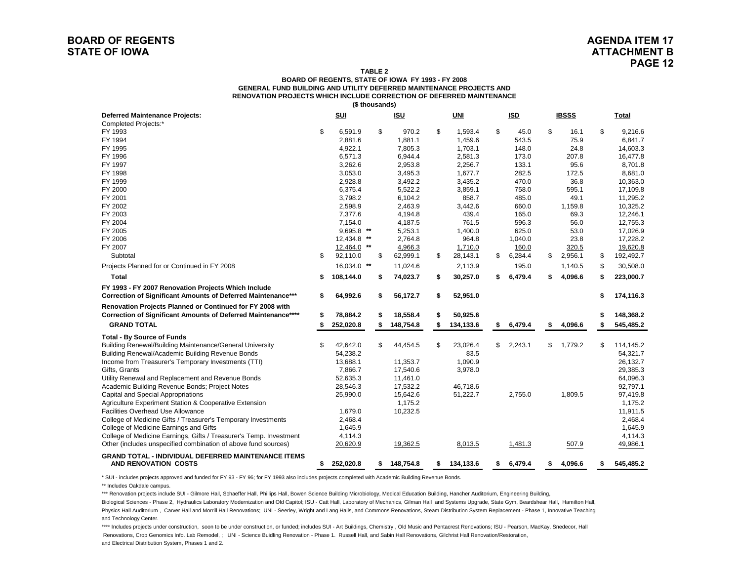**BOARD OF REGENTS**
**STATE OF IOWA**

**AGENDA ITEM 17**
**ATTACHMENT B**
**PAGE 12**

**TABLE 2**
**BOARD OF REGENTS, STATE OF IOWA FY 1993 - FY 2008**
**GENERAL FUND BUILDING AND UTILITY DEFERRED MAINTENANCE PROJECTS AND**
**RENOVATION PROJECTS WHICH INCLUDE CORRECTION OF DEFERRED MAINTENANCE**
**($ thousands)**

| **Deferred Maintenance Projects:** | **SUI** | **ISU** | **UNI** | **ISD** | **IBSSS** | **Total** |
|---|---|---|---|---|---|---|
| Completed Projects:* | | | | | | |
| FY 1993 | $ 6,591.9 | $ 970.2 | $ 1,593.4 | $ 45.0 | $ 16.1 | $ 9,216.6 |
| FY 1994 | 2,881.6 | 1,881.1 | 1,459.6 | 543.5 | 75.9 | 6,841.7 |
| FY 1995 | 4,922.1 | 7,805.3 | 1,703.1 | 148.0 | 24.8 | 14,603.3 |
| FY 1996 | 6,571.3 | 6,944.4 | 2,581.3 | 173.0 | 207.8 | 16,477.8 |
| FY 1997 | 3,262.6 | 2,953.8 | 2,256.7 | 133.1 | 95.6 | 8,701.8 |
| FY 1998 | 3,053.0 | 3,495.3 | 1,677.7 | 282.5 | 172.5 | 8,681.0 |
| FY 1999 | 2,928.8 | 3,492.2 | 3,435.2 | 470.0 | 36.8 | 10,363.0 |
| FY 2000 | 6,375.4 | 5,522.2 | 3,859.1 | 758.0 | 595.1 | 17,109.8 |
| FY 2001 | 3,798.2 | 6,104.2 | 858.7 | 485.0 | 49.1 | 11,295.2 |
| FY 2002 | 2,598.9 | 2,463.9 | 3,442.6 | 660.0 | 1,159.8 | 10,325.2 |
| FY 2003 | 7,377.6 | 4,194.8 | 439.4 | 165.0 | 69.3 | 12,246.1 |
| FY 2004 | 7,154.0 | 4,187.5 | 761.5 | 596.3 | 56.0 | 12,755.3 |
| FY 2005 | 9,695.8 ** | 5,253.1 | 1,400.0 | 625.0 | 53.0 | 17,026.9 |
| FY 2006 | 12,434.8 ** | 2,764.8 | 964.8 | 1,040.0 | 23.8 | 17,228.2 |
| FY 2007 | 12,464.0 ** | 4,966.3 | 1,710.0 | 160.0 | 320.5 | 19,620.8 |
| Subtotal | $ 92,110.0 | $ 62,999.1 | $ 28,143.1 | $ 6,284.4 | $ 2,956.1 | $ 192,492.7 |
| Projects Planned for or Continued in FY 2008 | 16,034.0 ** | 11,024.6 | 2,113.9 | 195.0 | 1,140.5 | $ 30,508.0 |
| **Total** | **$ 108,144.0** | **$ 74,023.7** | **$ 30,257.0** | **$ 6,479.4** | **$ 4,096.6** | **$ 223,000.7** |
| **FY 1993 - FY 2007 Renovation Projects Which Include Correction of Significant Amounts of Deferred Maintenance*** ** | **$ 64,992.6** | **$ 56,172.7** | **$ 52,951.0** | | | **$ 174,116.3** |
| **Renovation Projects Planned or Continued for FY 2008 with Correction of Significant Amounts of Deferred Maintenance****** | **$ 78,884.2** | **$ 18,558.4** | **$ 50,925.6** | | | **$ 148,368.2** |
| **GRAND TOTAL** | **$ 252,020.8** | **$ 148,754.8** | **$ 134,133.6** | **$ 6,479.4** | **$ 4,096.6** | **$ 545,485.2** |
| **Total - By Source of Funds** | | | | | | |
| Building Renewal/Building Maintenance/General University | $ 42,642.0 | $ 44,454.5 | $ 23,026.4 | $ 2,243.1 | $ 1,779.2 | $ 114,145.2 |
| Building Renewal/Academic Building Revenue Bonds | 54,238.2 | | 83.5 | | | 54,321.7 |
| Income from Treasurer's Temporary Investments (TTI) | 13,688.1 | 11,353.7 | 1,090.9 | | | 26,132.7 |
| Gifts, Grants | 7,866.7 | 17,540.6 | 3,978.0 | | | 29,385.3 |
| Utility Renewal and Replacement and Revenue Bonds | 52,635.3 | 11,461.0 | | | | 64,096.3 |
| Academic Building Revenue Bonds; Project Notes | 28,546.3 | 17,532.2 | 46,718.6 | | | 92,797.1 |
| Capital and Special Appropriations | 25,990.0 | 15,642.6 | 51,222.7 | 2,755.0 | 1,809.5 | 97,419.8 |
| Agriculture Experiment Station & Cooperative Extension | | 1,175.2 | | | | 1,175.2 |
| Facilities Overhead Use Allowance | 1,679.0 | 10,232.5 | | | | 11,911.5 |
| College of Medicine Gifts / Treasurer's Temporary Investments | 2,468.4 | | | | | 2,468.4 |
| College of Medicine Earnings and Gifts | 1,645.9 | | | | | 1,645.9 |
| College of Medicine Earnings, Gifts / Treasurer's Temp. Investment | 4,114.3 | | | | | 4,114.3 |
| Other (includes unspecified combination of above fund sources) | 20,620.9 | 19,362.5 | 8,013.5 | 1,481.3 | 507.9 | 49,986.1 |
| **GRAND TOTAL - INDIVIDUAL DEFERRED MAINTENANCE ITEMS AND RENOVATION COSTS** | **$ 252,020.8** | **$ 148,754.8** | **$ 134,133.6** | **$ 6,479.4** | **$ 4,096.6** | **$ 545,485.2** |

\* SUI - includes projects approved and funded for FY 93 - FY 96; for FY 1993 also includes projects completed with Academic Building Revenue Bonds.

\** Includes Oakdale campus.

\*** Renovation projects include SUI - Gilmore Hall, Schaeffer Hall, Phillips Hall, Bowen Science Building Microbiology, Medical Education Building, Hancher Auditorium, Engineering Building, Biological Sciences - Phase 2, Hydraulics Laboratory Modernization and Old Capitol; ISU - Catt Hall, Laboratory of Mechanics, Gilman Hall and Systems Upgrade, State Gym, Beardshear Hall, Hamilton Hall, Physics Hall Auditorium , Carver Hall and Morrill Hall Renovations; UNI - Seerley, Wright and Lang Halls, and Commons Renovations, Steam Distribution System Replacement - Phase 1, Innovative Teaching and Technology Center.

\**** Includes projects under construction, soon to be under construction, or funded; includes SUI - Art Buildings, Chemistry , Old Music and Pentacrest Renovations; ISU - Pearson, MacKay, Snedecor, Hall Renovations, Crop Genomics Info. Lab Remodel, ; UNI - Science Buidling Renovation - Phase 1. Russell Hall, and Sabin Hall Renovations, Gilchrist Hall Renovation/Restoration, and Electrical Distribution System, Phases 1 and 2.